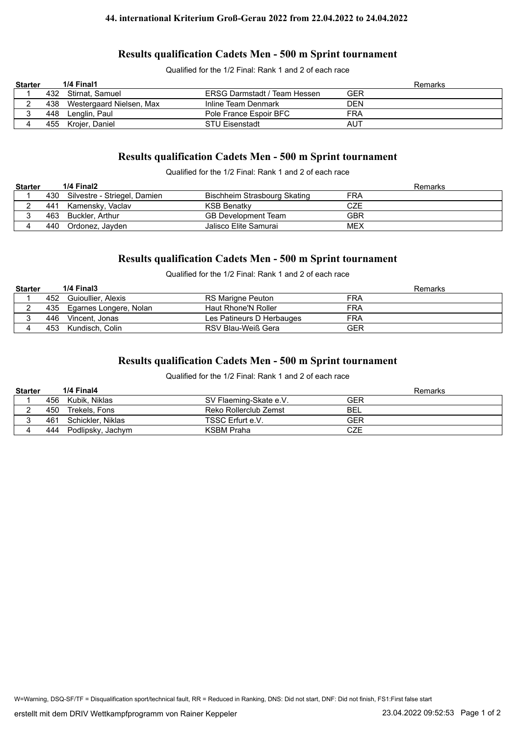# 44. international Kriterium Groß-Gerau 2022 from 22.04.2022 to 24.04.2022

## Results qualification Cadets Men - 500 m Sprint tournament

Qualified for the 1/2 Final: Rank 1 and 2 of each race

| Starter | | 1/4 Final1 | | | Remarks |
|---|---|---|---|---|---|
| 1 | 432 | Stirnat, Samuel | ERSG Darmstadt / Team Hessen | GER | |
| 2 | 438 | Westergaard Nielsen, Max | Inline Team Denmark | DEN | |
| 3 | 448 | Lenglin, Paul | Pole France Espoir BFC | FRA | |
| 4 | 455 | Krojer, Daniel | STU Eisenstadt | AUT | |

## Results qualification Cadets Men - 500 m Sprint tournament

Qualified for the 1/2 Final: Rank 1 and 2 of each race

| Starter | | 1/4 Final2 | | | Remarks |
|---|---|---|---|---|---|
| 1 | 430 | Silvestre - Striegel, Damien | Bischheim Strasbourg Skating | FRA | |
| 2 | 441 | Kamensky, Vaclav | KSB Benatky | CZE | |
| 3 | 463 | Buckler, Arthur | GB Development Team | GBR | |
| 4 | 440 | Ordonez, Jayden | Jalisco Elite Samurai | MEX | |

## Results qualification Cadets Men - 500 m Sprint tournament

Qualified for the 1/2 Final: Rank 1 and 2 of each race

| Starter | | 1/4 Final3 | | | Remarks |
|---|---|---|---|---|---|
| 1 | 452 | Guioullier, Alexis | RS Marigne Peuton | FRA | |
| 2 | 435 | Egarnes Longere, Nolan | Haut Rhone'N Roller | FRA | |
| 3 | 446 | Vincent, Jonas | Les Patineurs D Herbauges | FRA | |
| 4 | 453 | Kundisch, Colin | RSV Blau-Weiß Gera | GER | |

## Results qualification Cadets Men - 500 m Sprint tournament

Qualified for the 1/2 Final: Rank 1 and 2 of each race

| Starter | | 1/4 Final4 | | | Remarks |
|---|---|---|---|---|---|
| 1 | 456 | Kubik, Niklas | SV Flaeming-Skate e.V. | GER | |
| 2 | 450 | Trekels, Fons | Reko Rollerclub Zemst | BEL | |
| 3 | 461 | Schickler, Niklas | TSSC Erfurt e.V. | GER | |
| 4 | 444 | Podlipsky, Jachym | KSBM Praha | CZE | |

W=Warning, DSQ-SF/TF = Disqualification sport/technical fault, RR = Reduced in Ranking, DNS: Did not start, DNF: Did not finish, FS1:First false start

erstellt mit dem DRIV Wettkampfprogramm von Rainer Keppeler — 23.04.2022 09:52:53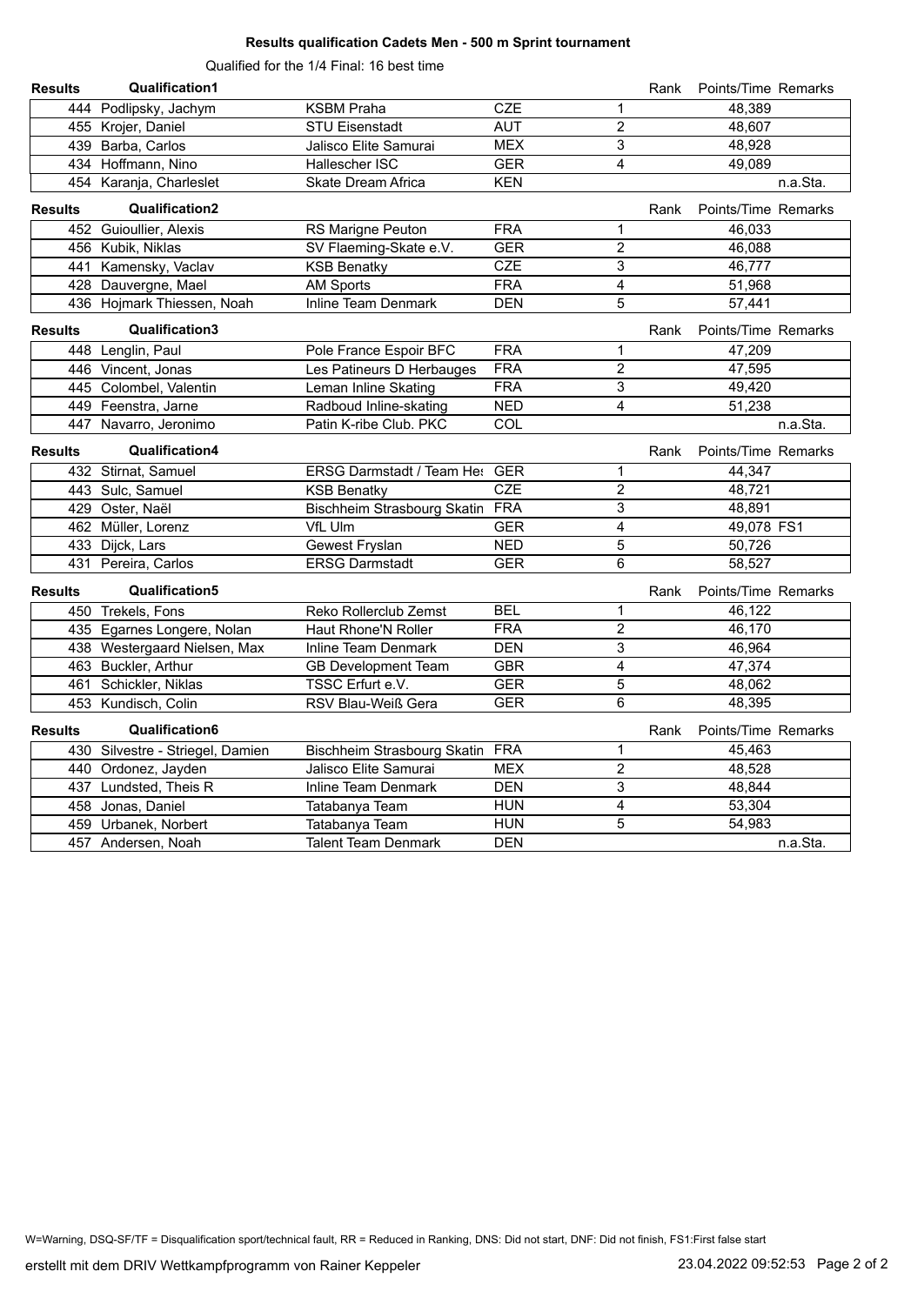**Results qualification Cadets Men - 500 m Sprint tournament**

Qualified for the 1/4 Final: 16 best time

**Results — Qualification1**

| No. | Name | Club | Nation | Rank | Points/Time | Remarks |
|---|---|---|---|---|---|---|
| 444 | Podlipsky, Jachym | KSBM Praha | CZE | 1 | 48,389 | |
| 455 | Krojer, Daniel | STU Eisenstadt | AUT | 2 | 48,607 | |
| 439 | Barba, Carlos | Jalisco Elite Samurai | MEX | 3 | 48,928 | |
| 434 | Hoffmann, Nino | Hallescher ISC | GER | 4 | 49,089 | |
| 454 | Karanja, Charleslet | Skate Dream Africa | KEN | | | n.a.Sta. |

**Results — Qualification2**

| No. | Name | Club | Nation | Rank | Points/Time | Remarks |
|---|---|---|---|---|---|---|
| 452 | Guioullier, Alexis | RS Marigne Peuton | FRA | 1 | 46,033 | |
| 456 | Kubik, Niklas | SV Flaeming-Skate e.V. | GER | 2 | 46,088 | |
| 441 | Kamensky, Vaclav | KSB Benatky | CZE | 3 | 46,777 | |
| 428 | Dauvergne, Mael | AM Sports | FRA | 4 | 51,968 | |
| 436 | Hojmark Thiessen, Noah | Inline Team Denmark | DEN | 5 | 57,441 | |

**Results — Qualification3**

| No. | Name | Club | Nation | Rank | Points/Time | Remarks |
|---|---|---|---|---|---|---|
| 448 | Lenglin, Paul | Pole France Espoir BFC | FRA | 1 | 47,209 | |
| 446 | Vincent, Jonas | Les Patineurs D Herbauges | FRA | 2 | 47,595 | |
| 445 | Colombel, Valentin | Leman Inline Skating | FRA | 3 | 49,420 | |
| 449 | Feenstra, Jarne | Radboud Inline-skating | NED | 4 | 51,238 | |
| 447 | Navarro, Jeronimo | Patin K-ribe Club. PKC | COL | | | n.a.Sta. |

**Results — Qualification4**

| No. | Name | Club | Nation | Rank | Points/Time | Remarks |
|---|---|---|---|---|---|---|
| 432 | Stirnat, Samuel | ERSG Darmstadt / Team Hes | GER | 1 | 44,347 | |
| 443 | Sulc, Samuel | KSB Benatky | CZE | 2 | 48,721 | |
| 429 | Oster, Naël | Bischheim Strasbourg Skatin | FRA | 3 | 48,891 | |
| 462 | Müller, Lorenz | VfL Ulm | GER | 4 | 49,078 | FS1 |
| 433 | Dijck, Lars | Gewest Fryslan | NED | 5 | 50,726 | |
| 431 | Pereira, Carlos | ERSG Darmstadt | GER | 6 | 58,527 | |

**Results — Qualification5**

| No. | Name | Club | Nation | Rank | Points/Time | Remarks |
|---|---|---|---|---|---|---|
| 450 | Trekels, Fons | Reko Rollerclub Zemst | BEL | 1 | 46,122 | |
| 435 | Egarnes Longere, Nolan | Haut Rhone'N Roller | FRA | 2 | 46,170 | |
| 438 | Westergaard Nielsen, Max | Inline Team Denmark | DEN | 3 | 46,964 | |
| 463 | Buckler, Arthur | GB Development Team | GBR | 4 | 47,374 | |
| 461 | Schickler, Niklas | TSSC Erfurt e.V. | GER | 5 | 48,062 | |
| 453 | Kundisch, Colin | RSV Blau-Weiß Gera | GER | 6 | 48,395 | |

**Results — Qualification6**

| No. | Name | Club | Nation | Rank | Points/Time | Remarks |
|---|---|---|---|---|---|---|
| 430 | Silvestre - Striegel, Damien | Bischheim Strasbourg Skatin | FRA | 1 | 45,463 | |
| 440 | Ordonez, Jayden | Jalisco Elite Samurai | MEX | 2 | 48,528 | |
| 437 | Lundsted, Theis R | Inline Team Denmark | DEN | 3 | 48,844 | |
| 458 | Jonas, Daniel | Tatabanya Team | HUN | 4 | 53,304 | |
| 459 | Urbanek, Norbert | Tatabanya Team | HUN | 5 | 54,983 | |
| 457 | Andersen, Noah | Talent Team Denmark | DEN | | | n.a.Sta. |

W=Warning, DSQ-SF/TF = Disqualification sport/technical fault, RR = Reduced in Ranking, DNS: Did not start, DNF: Did not finish, FS1:First false start

erstellt mit dem DRIV Wettkampfprogramm von Rainer Keppeler — 23.04.2022 09:52:53